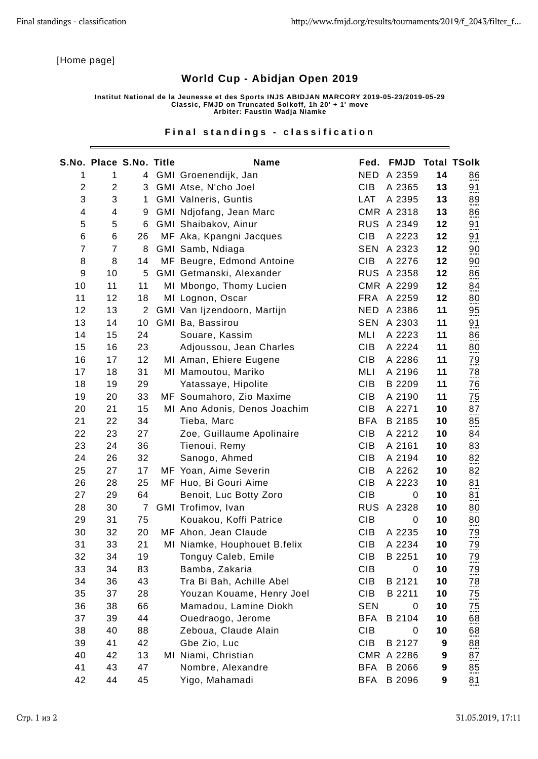[Home page]

# World Cup - Abidjan Open 2019

**Institut National de la Jeunesse et des Sports INJS ABIDJAN MARCORY 2019-05-23/2019-05-29**
**Classic, FMJD on Truncated Solkoff, 1h 20' + 1' move**
**Arbiter: Faustin Wadja Niamke**

## Final standings - classification

| S.No. | Place | S.No. | Title | Name | Fed. | FMJD | Total | TSolk |
|---|---|---|---|---|---|---|---|---|
| 1 | 1 | 4 | GMI | Groenendijk, Jan | NED | A 2359 | **14** | 86 |
| 2 | 2 | 3 | GMI | Atse, N'cho Joel | CIB | A 2365 | **13** | 91 |
| 3 | 3 | 1 | GMI | Valneris, Guntis | LAT | A 2395 | **13** | 89 |
| 4 | 4 | 9 | GMI | Ndjofang, Jean Marc | CMR | A 2318 | **13** | 86 |
| 5 | 5 | 6 | GMI | Shaibakov, Ainur | RUS | A 2349 | **12** | 91 |
| 6 | 6 | 26 | MF | Aka, Kpangni Jacques | CIB | A 2223 | **12** | 91 |
| 7 | 7 | 8 | GMI | Samb, Ndiaga | SEN | A 2323 | **12** | 90 |
| 8 | 8 | 14 | MF | Beugre, Edmond Antoine | CIB | A 2276 | **12** | 90 |
| 9 | 10 | 5 | GMI | Getmanski, Alexander | RUS | A 2358 | **12** | 86 |
| 10 | 11 | 11 | MI | Mbongo, Thomy Lucien | CMR | A 2299 | **12** | 84 |
| 11 | 12 | 18 | MI | Lognon, Oscar | FRA | A 2259 | **12** | 80 |
| 12 | 13 | 2 | GMI | Van Ijzendoorn, Martijn | NED | A 2386 | **11** | 95 |
| 13 | 14 | 10 | GMI | Ba, Bassirou | SEN | A 2303 | **11** | 91 |
| 14 | 15 | 24 | | Souare, Kassim | MLI | A 2223 | **11** | 86 |
| 15 | 16 | 23 | | Adjoussou, Jean Charles | CIB | A 2224 | **11** | 80 |
| 16 | 17 | 12 | MI | Aman, Ehiere Eugene | CIB | A 2286 | **11** | 79 |
| 17 | 18 | 31 | MI | Mamoutou, Mariko | MLI | A 2196 | **11** | 78 |
| 18 | 19 | 29 | | Yatassaye, Hipolite | CIB | B 2209 | **11** | 76 |
| 19 | 20 | 33 | MF | Soumahoro, Zio Maxime | CIB | A 2190 | **11** | 75 |
| 20 | 21 | 15 | MI | Ano Adonis, Denos Joachim | CIB | A 2271 | **10** | 87 |
| 21 | 22 | 34 | | Tieba, Marc | BFA | B 2185 | **10** | 85 |
| 22 | 23 | 27 | | Zoe, Guillaume Apolinaire | CIB | A 2212 | **10** | 84 |
| 23 | 24 | 36 | | Tienoui, Remy | CIB | A 2161 | **10** | 83 |
| 24 | 26 | 32 | | Sanogo, Ahmed | CIB | A 2194 | **10** | 82 |
| 25 | 27 | 17 | MF | Yoan, Aime Severin | CIB | A 2262 | **10** | 82 |
| 26 | 28 | 25 | MF | Huo, Bi Gouri Aime | CIB | A 2223 | **10** | 81 |
| 27 | 29 | 64 | | Benoit, Luc Botty Zoro | CIB | 0 | **10** | 81 |
| 28 | 30 | 7 | GMI | Trofimov, Ivan | RUS | A 2328 | **10** | 80 |
| 29 | 31 | 75 | | Kouakou, Koffi Patrice | CIB | 0 | **10** | 80 |
| 30 | 32 | 20 | MF | Ahon, Jean Claude | CIB | A 2235 | **10** | 79 |
| 31 | 33 | 21 | MI | Niamke, Houphouet B.felix | CIB | A 2234 | **10** | 79 |
| 32 | 34 | 19 | | Tonguy Caleb, Emile | CIB | B 2251 | **10** | 79 |
| 33 | 34 | 83 | | Bamba, Zakaria | CIB | 0 | **10** | 79 |
| 34 | 36 | 43 | | Tra Bi Bah, Achille Abel | CIB | B 2121 | **10** | 78 |
| 35 | 37 | 28 | | Youzan Kouame, Henry Joel | CIB | B 2211 | **10** | 75 |
| 36 | 38 | 66 | | Mamadou, Lamine Diokh | SEN | 0 | **10** | 75 |
| 37 | 39 | 44 | | Ouedraogo, Jerome | BFA | B 2104 | **10** | 68 |
| 38 | 40 | 88 | | Zeboua, Claude Alain | CIB | 0 | **10** | 68 |
| 39 | 41 | 42 | | Gbe Zio, Luc | CIB | B 2127 | **9** | 88 |
| 40 | 42 | 13 | MI | Niami, Christian | CMR | A 2286 | **9** | 87 |
| 41 | 43 | 47 | | Nombre, Alexandre | BFA | B 2066 | **9** | 85 |
| 42 | 44 | 45 | | Yigo, Mahamadi | BFA | B 2096 | **9** | 81 |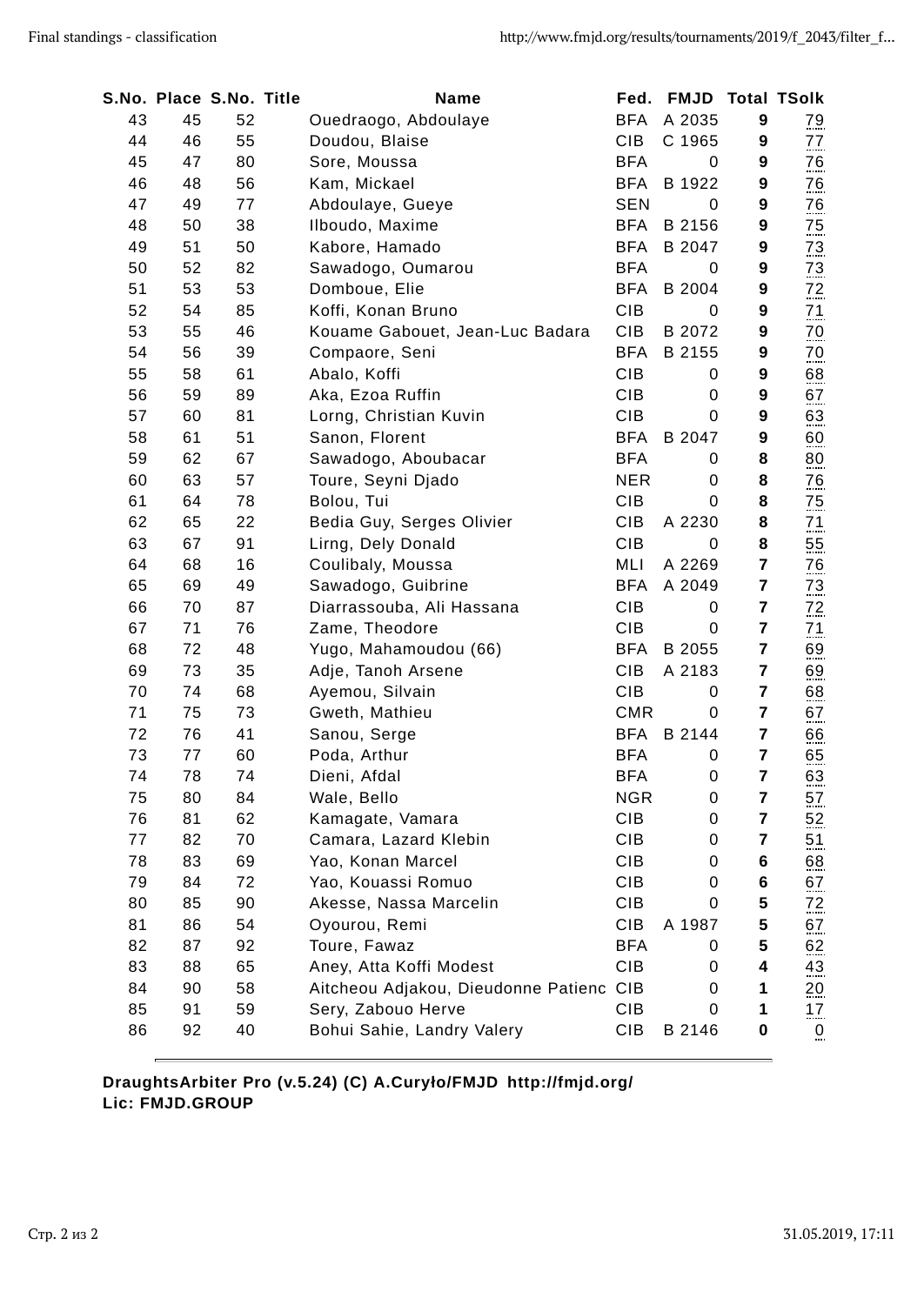| S.No. | Place | S.No. | Title | Name | Fed. | FMJD | Total | TSolk |
|---|---|---|---|---|---|---|---|---|
| 43 | 45 | 52 | | Ouedraogo, Abdoulaye | BFA | A 2035 | 9 | 79 |
| 44 | 46 | 55 | | Doudou, Blaise | CIB | C 1965 | 9 | 77 |
| 45 | 47 | 80 | | Sore, Moussa | BFA | 0 | 9 | 76 |
| 46 | 48 | 56 | | Kam, Mickael | BFA | B 1922 | 9 | 76 |
| 47 | 49 | 77 | | Abdoulaye, Gueye | SEN | 0 | 9 | 76 |
| 48 | 50 | 38 | | Ilboudo, Maxime | BFA | B 2156 | 9 | 75 |
| 49 | 51 | 50 | | Kabore, Hamado | BFA | B 2047 | 9 | 73 |
| 50 | 52 | 82 | | Sawadogo, Oumarou | BFA | 0 | 9 | 73 |
| 51 | 53 | 53 | | Domboue, Elie | BFA | B 2004 | 9 | 72 |
| 52 | 54 | 85 | | Koffi, Konan Bruno | CIB | 0 | 9 | 71 |
| 53 | 55 | 46 | | Kouame Gabouet, Jean-Luc Badara | CIB | B 2072 | 9 | 70 |
| 54 | 56 | 39 | | Compaore, Seni | BFA | B 2155 | 9 | 70 |
| 55 | 58 | 61 | | Abalo, Koffi | CIB | 0 | 9 | 68 |
| 56 | 59 | 89 | | Aka, Ezoa Ruffin | CIB | 0 | 9 | 67 |
| 57 | 60 | 81 | | Lorng, Christian Kuvin | CIB | 0 | 9 | 63 |
| 58 | 61 | 51 | | Sanon, Florent | BFA | B 2047 | 9 | 60 |
| 59 | 62 | 67 | | Sawadogo, Aboubacar | BFA | 0 | 8 | 80 |
| 60 | 63 | 57 | | Toure, Seyni Djado | NER | 0 | 8 | 76 |
| 61 | 64 | 78 | | Bolou, Tui | CIB | 0 | 8 | 75 |
| 62 | 65 | 22 | | Bedia Guy, Serges Olivier | CIB | A 2230 | 8 | 71 |
| 63 | 67 | 91 | | Lirng, Dely Donald | CIB | 0 | 8 | 55 |
| 64 | 68 | 16 | | Coulibaly, Moussa | MLI | A 2269 | 7 | 76 |
| 65 | 69 | 49 | | Sawadogo, Guibrine | BFA | A 2049 | 7 | 73 |
| 66 | 70 | 87 | | Diarrassouba, Ali Hassana | CIB | 0 | 7 | 72 |
| 67 | 71 | 76 | | Zame, Theodore | CIB | 0 | 7 | 71 |
| 68 | 72 | 48 | | Yugo, Mahamoudou (66) | BFA | B 2055 | 7 | 69 |
| 69 | 73 | 35 | | Adje, Tanoh Arsene | CIB | A 2183 | 7 | 69 |
| 70 | 74 | 68 | | Ayemou, Silvain | CIB | 0 | 7 | 68 |
| 71 | 75 | 73 | | Gweth, Mathieu | CMR | 0 | 7 | 67 |
| 72 | 76 | 41 | | Sanou, Serge | BFA | B 2144 | 7 | 66 |
| 73 | 77 | 60 | | Poda, Arthur | BFA | 0 | 7 | 65 |
| 74 | 78 | 74 | | Dieni, Afdal | BFA | 0 | 7 | 63 |
| 75 | 80 | 84 | | Wale, Bello | NGR | 0 | 7 | 57 |
| 76 | 81 | 62 | | Kamagate, Vamara | CIB | 0 | 7 | 52 |
| 77 | 82 | 70 | | Camara, Lazard Klebin | CIB | 0 | 7 | 51 |
| 78 | 83 | 69 | | Yao, Konan Marcel | CIB | 0 | 6 | 68 |
| 79 | 84 | 72 | | Yao, Kouassi Romuo | CIB | 0 | 6 | 67 |
| 80 | 85 | 90 | | Akesse, Nassa Marcelin | CIB | 0 | 5 | 72 |
| 81 | 86 | 54 | | Oyourou, Remi | CIB | A 1987 | 5 | 67 |
| 82 | 87 | 92 | | Toure, Fawaz | BFA | 0 | 5 | 62 |
| 83 | 88 | 65 | | Aney, Atta Koffi Modest | CIB | 0 | 4 | 43 |
| 84 | 90 | 58 | | Aitcheou Adjakou, Dieudonne Patienc | CIB | 0 | 1 | 20 |
| 85 | 91 | 59 | | Sery, Zabouo Herve | CIB | 0 | 1 | 17 |
| 86 | 92 | 40 | | Bohui Sahie, Landry Valery | CIB | B 2146 | 0 | 0 |

**DraughtsArbiter Pro (v.5.24) (C) A.Curyło/FMJD http://fmjd.org/**
**Lic: FMJD.GROUP**